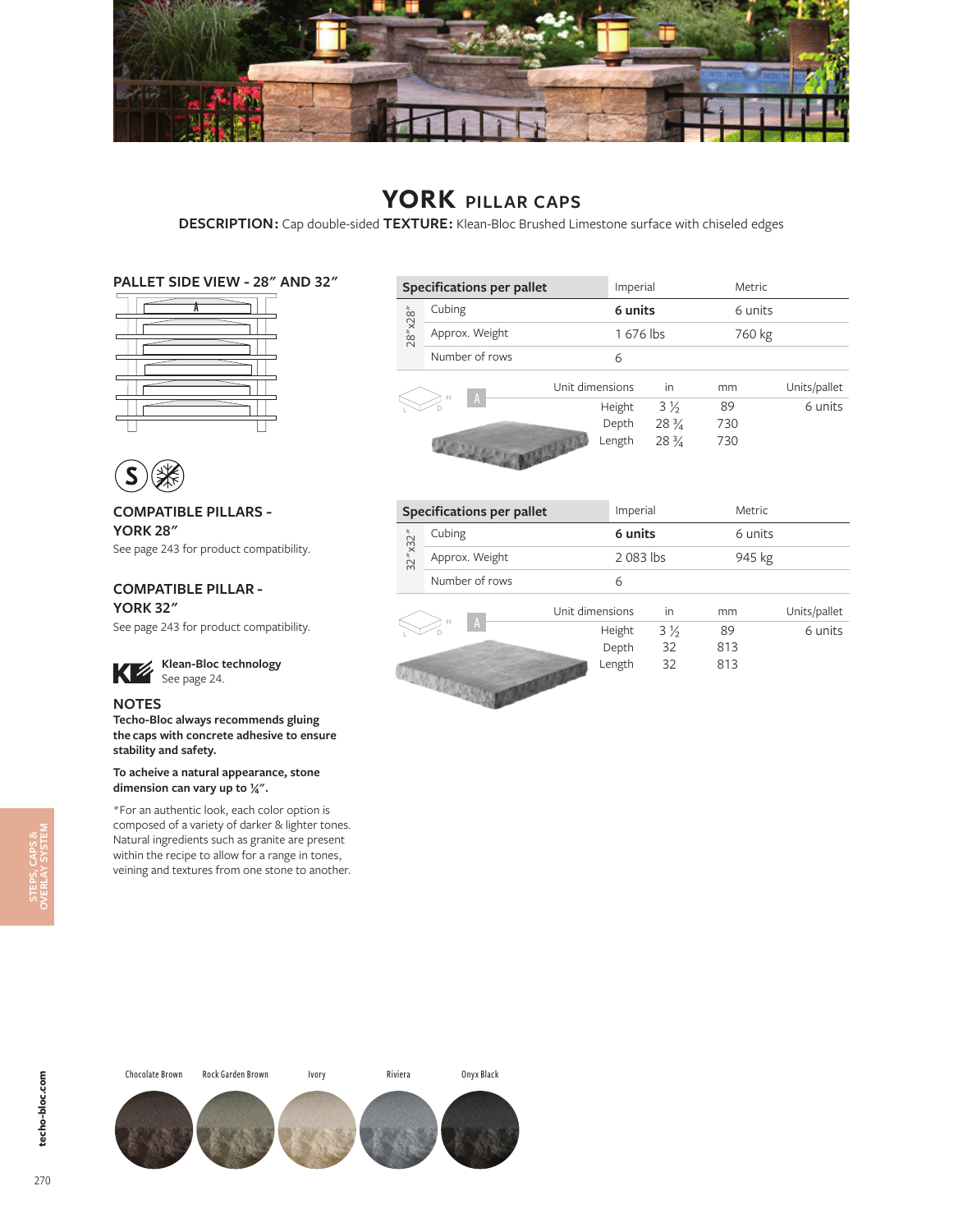# YORK PILLAR CAPS

**DESCRIPTION:** Cap double-sided **TEXTURE:** Klean-Bloc Brushed Limestone surface with chiseled edges

## PALLET SIDE VIEW - 28″ AND 32″

| | Specifications per pallet | Imperial | Metric |
|---|---|---|---|
| 28″x28″ | Cubing | **6 units** | 6 units |
| | Approx. Weight | 1 676 lbs | 760 kg |
| | Number of rows | 6 | |

| A | Unit dimensions | in | mm | Units/pallet |
|---|---|---|---|---|
| | Height | 3 ½ | 89 | 6 units |
| | Depth | 28 ¾ | 730 | |
| | Length | 28 ¾ | 730 | |

| | Specifications per pallet | Imperial | Metric |
|---|---|---|---|
| 32″x32″ | Cubing | **6 units** | 6 units |
| | Approx. Weight | 2 083 lbs | 945 kg |
| | Number of rows | 6 | |

| A | Unit dimensions | in | mm | Units/pallet |
|---|---|---|---|---|
| | Height | 3 ½ | 89 | 6 units |
| | Depth | 32 | 813 | |
| | Length | 32 | 813 | |

### COMPATIBLE PILLARS - YORK 28″

See page 243 for product compatibility.

### COMPATIBLE PILLAR - YORK 32″

See page 243 for product compatibility.

**Klean-Bloc technology**
See page 24.

### NOTES

**Techo-Bloc always recommends gluing the caps with concrete adhesive to ensure stability and safety.**

**To acheive a natural appearance, stone dimension can vary up to ¼″.**

*For an authentic look, each color option is composed of a variety of darker & lighter tones. Natural ingredients such as granite are present within the recipe to allow for a range in tones, veining and textures from one stone to another.

Chocolate Brown | Rock Garden Brown | Ivory | Riviera | Onyx Black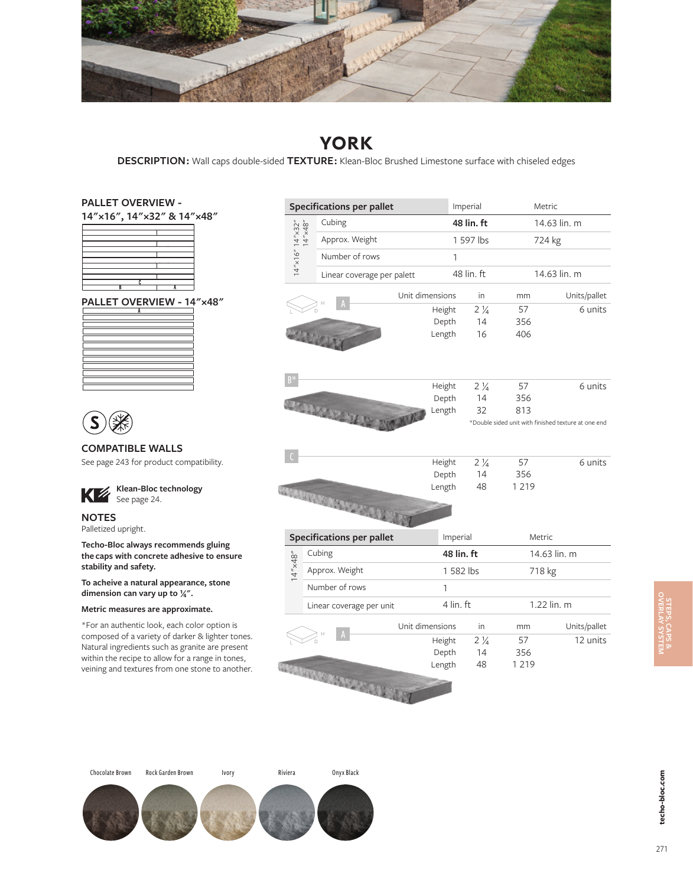# YORK

**DESCRIPTION:** Wall caps double-sided **TEXTURE:** Klean-Bloc Brushed Limestone surface with chiseled edges

## PALLET OVERVIEW - 14″×16″, 14″×32″ & 14″×48″

## PALLET OVERVIEW - 14″×48″

## COMPATIBLE WALLS

See page 243 for product compatibility.

**Klean-Bloc technology**
See page 24.

## NOTES

Palletized upright.

**Techo-Bloc always recommends gluing the caps with concrete adhesive to ensure stability and safety.**

**To acheive a natural appearance, stone dimension can vary up to ¼″.**

**Metric measures are approximate.**

*For an authentic look, each color option is composed of a variety of darker & lighter tones. Natural ingredients such as granite are present within the recipe to allow for a range in tones, veining and textures from one stone to another.

| 14″×16″ 14″×32″ 14″×48″ | Specifications per pallet | Imperial | Metric |
|---|---|---|---|
| | Cubing | **48 lin. ft** | 14.63 lin. m |
| | Approx. Weight | 1 597 lbs | 724 kg |
| | Number of rows | 1 | |
| | Linear coverage per palett | 48 lin. ft | 14.63 lin. m |

| | Unit dimensions | in | mm | Units/pallet |
|---|---|---|---|---|
| A | Height | 2 ¼ | 57 | 6 units |
| | Depth | 14 | 356 | |
| | Length | 16 | 406 | |
| B* | Height | 2 ¼ | 57 | 6 units |
| | Depth | 14 | 356 | |
| | Length | 32 | 813 | |
| C | Height | 2 ¼ | 57 | 6 units |
| | Depth | 14 | 356 | |
| | Length | 48 | 1 219 | |

*Double sided unit with finished texture at one end

| 14″×48″ | Specifications per pallet | Imperial | Metric |
|---|---|---|---|
| | Cubing | **48 lin. ft** | 14.63 lin. m |
| | Approx. Weight | 1 582 lbs | 718 kg |
| | Number of rows | 1 | |
| | Linear coverage per unit | 4 lin. ft | 1.22 lin. m |

| | Unit dimensions | in | mm | Units/pallet |
|---|---|---|---|---|
| A | Height | 2 ¼ | 57 | 12 units |
| | Depth | 14 | 356 | |
| | Length | 48 | 1 219 | |

Chocolate Brown, Rock Garden Brown, Ivory, Riviera, Onyx Black

STEPS, CAPS & OVERLAY SYSTEM

techo-bloc.com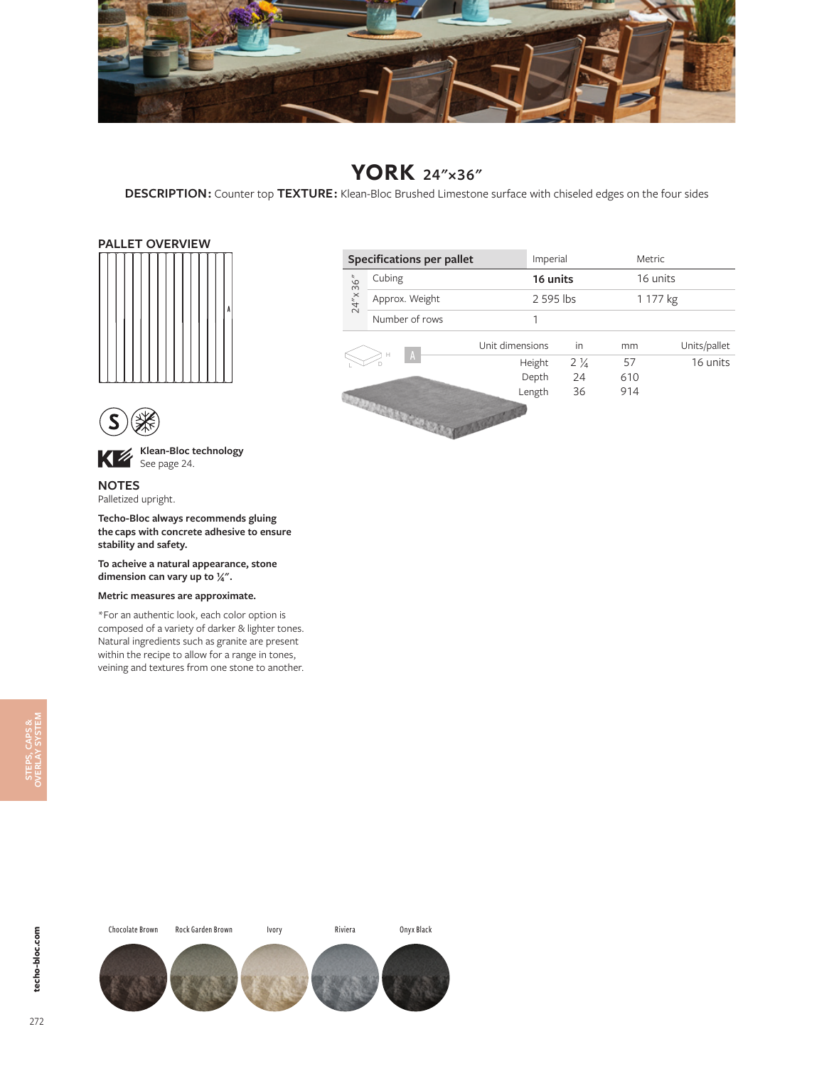# YORK 24″×36″

**DESCRIPTION:** Counter top **TEXTURE:** Klean-Bloc Brushed Limestone surface with chiseled edges on the four sides

## PALLET OVERVIEW

A

**Klean-Bloc technology**
See page 24.

## NOTES

Palletized upright.

**Techo-Bloc always recommends gluing the caps with concrete adhesive to ensure stability and safety.**

**To acheive a natural appearance, stone dimension can vary up to ¼″.**

**Metric measures are approximate.**

*For an authentic look, each color option is composed of a variety of darker & lighter tones. Natural ingredients such as granite are present within the recipe to allow for a range in tones, veining and textures from one stone to another.

| Specifications per pallet | | Imperial | Metric |
|---|---|---|---|
| 24″x 36″ | Cubing | **16 units** | 16 units |
| | Approx. Weight | 2 595 lbs | 1 177 kg |
| | Number of rows | 1 | |

| A | Unit dimensions | in | mm | Units/pallet |
|---|---|---|---|---|
| | Height | 2 ¼ | 57 | 16 units |
| | Depth | 24 | 610 | |
| | Length | 36 | 914 | |

Chocolate Brown, Rock Garden Brown, Ivory, Riviera, Onyx Black

STEPS, CAPS & OVERLAY SYSTEM

techo-bloc.com